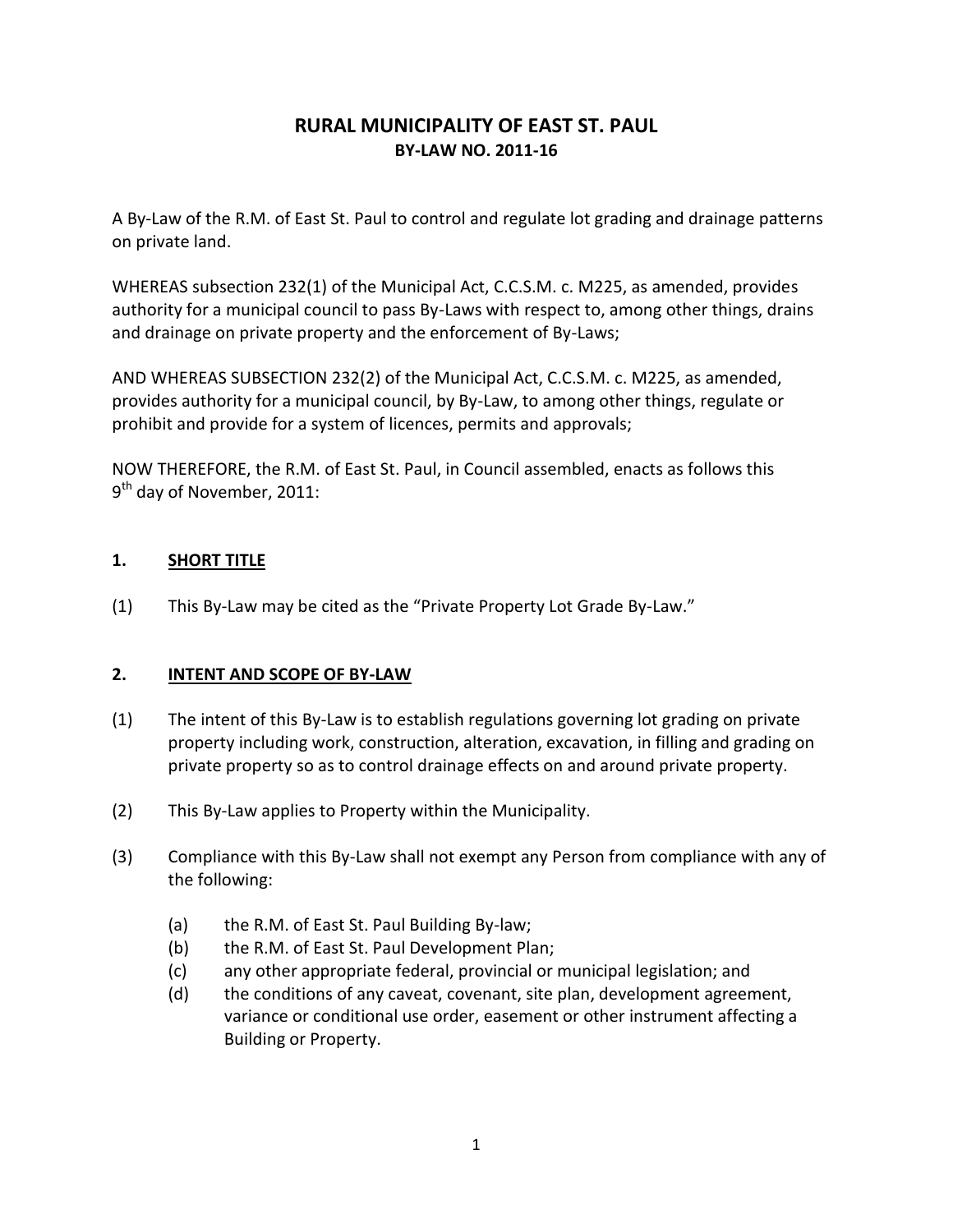# RURAL MUNICIPALITY OF EAST ST. PAUL
## BY-LAW NO. 2011-16

A By-Law of the R.M. of East St. Paul to control and regulate lot grading and drainage patterns on private land.

WHEREAS subsection 232(1) of the Municipal Act, C.C.S.M. c. M225, as amended, provides authority for a municipal council to pass By-Laws with respect to, among other things, drains and drainage on private property and the enforcement of By-Laws;

AND WHEREAS SUBSECTION 232(2) of the Municipal Act, C.C.S.M. c. M225, as amended, provides authority for a municipal council, by By-Law, to among other things, regulate or prohibit and provide for a system of licences, permits and approvals;

NOW THEREFORE, the R.M. of East St. Paul, in Council assembled, enacts as follows this 9th day of November, 2011:

### 1. SHORT TITLE

(1) This By-Law may be cited as the "Private Property Lot Grade By-Law."

### 2. INTENT AND SCOPE OF BY-LAW

(1) The intent of this By-Law is to establish regulations governing lot grading on private property including work, construction, alteration, excavation, in filling and grading on private property so as to control drainage effects on and around private property.

(2) This By-Law applies to Property within the Municipality.

(3) Compliance with this By-Law shall not exempt any Person from compliance with any of the following:

- (a) the R.M. of East St. Paul Building By-law;
- (b) the R.M. of East St. Paul Development Plan;
- (c) any other appropriate federal, provincial or municipal legislation; and
- (d) the conditions of any caveat, covenant, site plan, development agreement, variance or conditional use order, easement or other instrument affecting a Building or Property.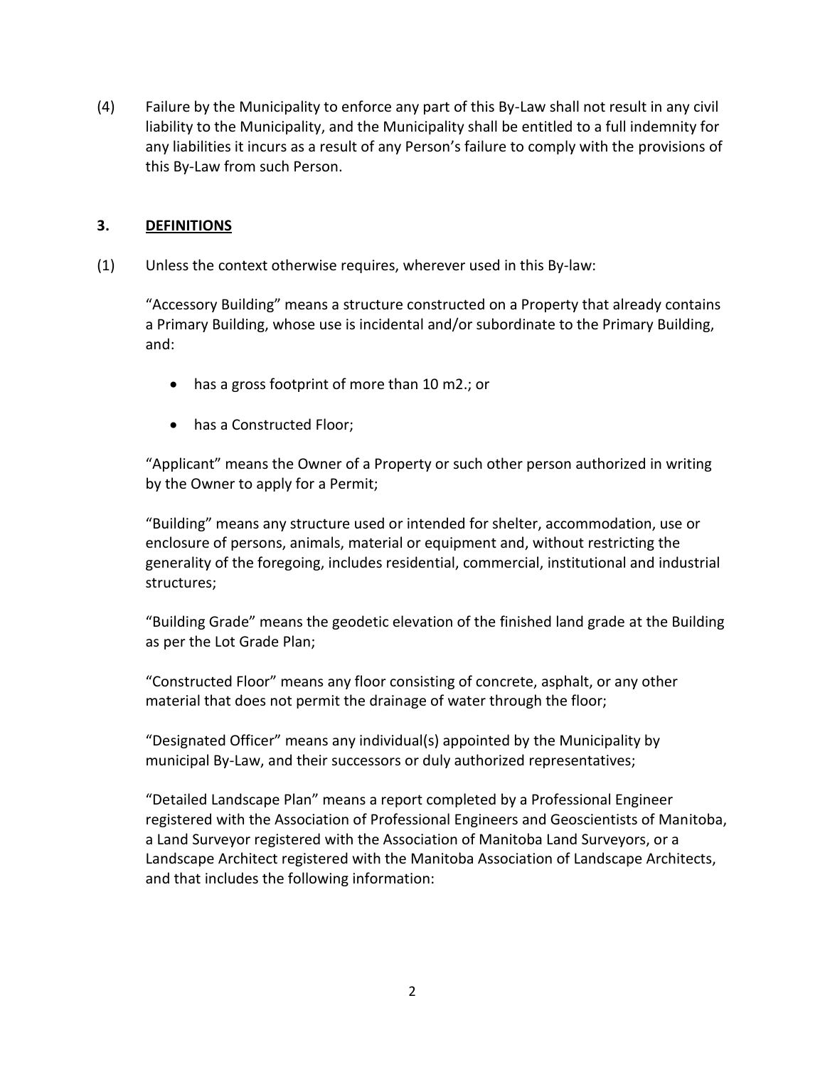(4) Failure by the Municipality to enforce any part of this By-Law shall not result in any civil liability to the Municipality, and the Municipality shall be entitled to a full indemnity for any liabilities it incurs as a result of any Person's failure to comply with the provisions of this By-Law from such Person.

## 3. DEFINITIONS

(1) Unless the context otherwise requires, wherever used in this By-law:

"Accessory Building" means a structure constructed on a Property that already contains a Primary Building, whose use is incidental and/or subordinate to the Primary Building, and:

- has a gross footprint of more than 10 m2.; or
- has a Constructed Floor;

"Applicant" means the Owner of a Property or such other person authorized in writing by the Owner to apply for a Permit;

"Building" means any structure used or intended for shelter, accommodation, use or enclosure of persons, animals, material or equipment and, without restricting the generality of the foregoing, includes residential, commercial, institutional and industrial structures;

"Building Grade" means the geodetic elevation of the finished land grade at the Building as per the Lot Grade Plan;

"Constructed Floor" means any floor consisting of concrete, asphalt, or any other material that does not permit the drainage of water through the floor;

"Designated Officer" means any individual(s) appointed by the Municipality by municipal By-Law, and their successors or duly authorized representatives;

"Detailed Landscape Plan" means a report completed by a Professional Engineer registered with the Association of Professional Engineers and Geoscientists of Manitoba, a Land Surveyor registered with the Association of Manitoba Land Surveyors, or a Landscape Architect registered with the Manitoba Association of Landscape Architects, and that includes the following information: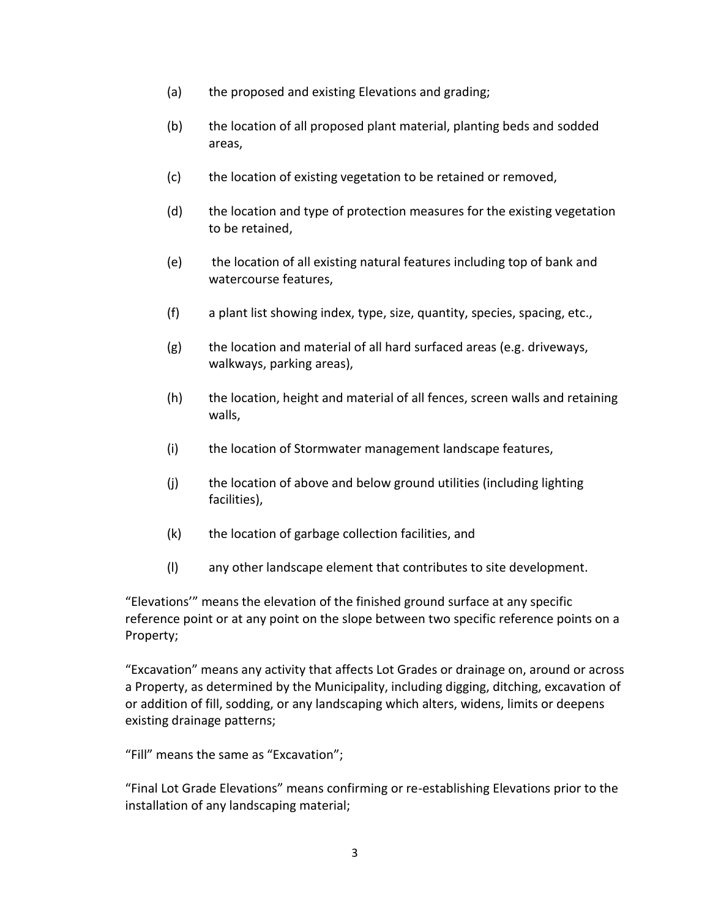(a) the proposed and existing Elevations and grading;

(b) the location of all proposed plant material, planting beds and sodded areas,

(c) the location of existing vegetation to be retained or removed,

(d) the location and type of protection measures for the existing vegetation to be retained,

(e) the location of all existing natural features including top of bank and watercourse features,

(f) a plant list showing index, type, size, quantity, species, spacing, etc.,

(g) the location and material of all hard surfaced areas (e.g. driveways, walkways, parking areas),

(h) the location, height and material of all fences, screen walls and retaining walls,

(i) the location of Stormwater management landscape features,

(j) the location of above and below ground utilities (including lighting facilities),

(k) the location of garbage collection facilities, and

(l) any other landscape element that contributes to site development.

"Elevations'" means the elevation of the finished ground surface at any specific reference point or at any point on the slope between two specific reference points on a Property;

"Excavation" means any activity that affects Lot Grades or drainage on, around or across a Property, as determined by the Municipality, including digging, ditching, excavation of or addition of fill, sodding, or any landscaping which alters, widens, limits or deepens existing drainage patterns;

"Fill" means the same as "Excavation";

"Final Lot Grade Elevations" means confirming or re-establishing Elevations prior to the installation of any landscaping material;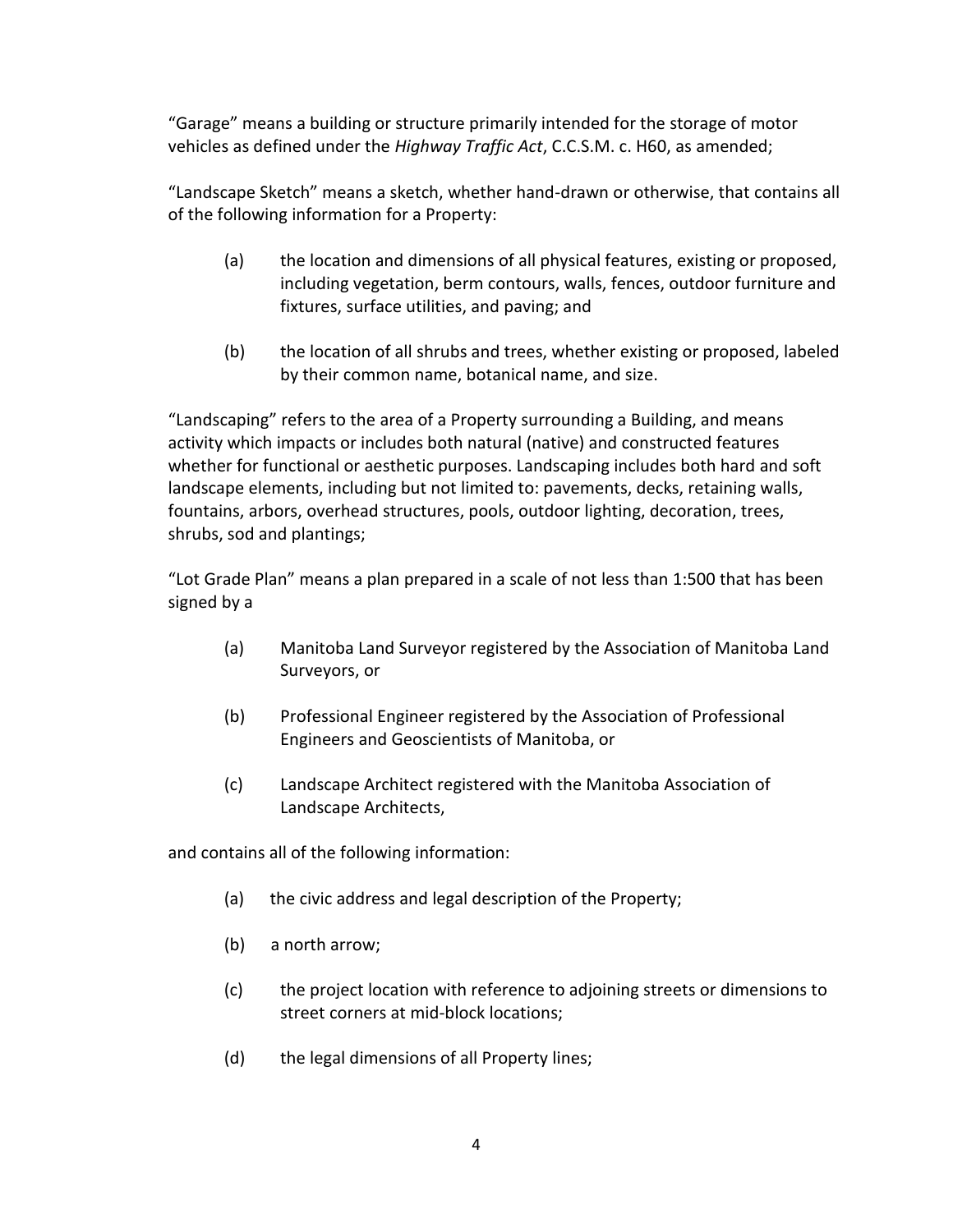"Garage" means a building or structure primarily intended for the storage of motor vehicles as defined under the *Highway Traffic Act*, C.C.S.M. c. H60, as amended;

"Landscape Sketch" means a sketch, whether hand-drawn or otherwise, that contains all of the following information for a Property:

(a) the location and dimensions of all physical features, existing or proposed, including vegetation, berm contours, walls, fences, outdoor furniture and fixtures, surface utilities, and paving; and

(b) the location of all shrubs and trees, whether existing or proposed, labeled by their common name, botanical name, and size.

"Landscaping" refers to the area of a Property surrounding a Building, and means activity which impacts or includes both natural (native) and constructed features whether for functional or aesthetic purposes. Landscaping includes both hard and soft landscape elements, including but not limited to: pavements, decks, retaining walls, fountains, arbors, overhead structures, pools, outdoor lighting, decoration, trees, shrubs, sod and plantings;

"Lot Grade Plan" means a plan prepared in a scale of not less than 1:500 that has been signed by a

(a) Manitoba Land Surveyor registered by the Association of Manitoba Land Surveyors, or

(b) Professional Engineer registered by the Association of Professional Engineers and Geoscientists of Manitoba, or

(c) Landscape Architect registered with the Manitoba Association of Landscape Architects,

and contains all of the following information:

(a) the civic address and legal description of the Property;

(b) a north arrow;

(c) the project location with reference to adjoining streets or dimensions to street corners at mid-block locations;

(d) the legal dimensions of all Property lines;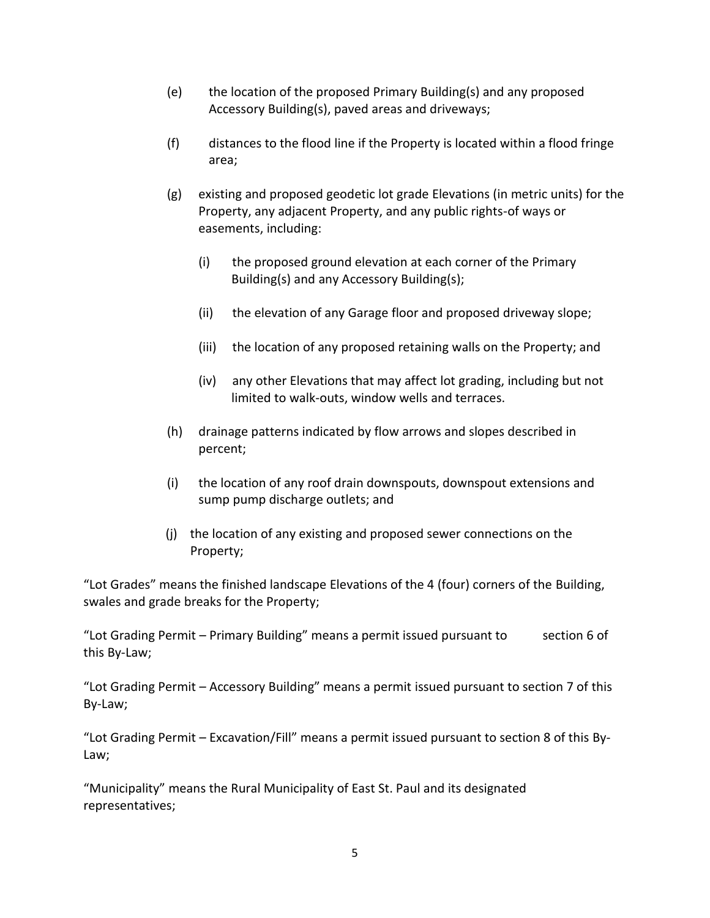(e) the location of the proposed Primary Building(s) and any proposed Accessory Building(s), paved areas and driveways;

(f) distances to the flood line if the Property is located within a flood fringe area;

(g) existing and proposed geodetic lot grade Elevations (in metric units) for the Property, any adjacent Property, and any public rights-of ways or easements, including:

(i) the proposed ground elevation at each corner of the Primary Building(s) and any Accessory Building(s);

(ii) the elevation of any Garage floor and proposed driveway slope;

(iii) the location of any proposed retaining walls on the Property; and

(iv) any other Elevations that may affect lot grading, including but not limited to walk-outs, window wells and terraces.

(h) drainage patterns indicated by flow arrows and slopes described in percent;

(i) the location of any roof drain downspouts, downspout extensions and sump pump discharge outlets; and

(j) the location of any existing and proposed sewer connections on the Property;

"Lot Grades" means the finished landscape Elevations of the 4 (four) corners of the Building, swales and grade breaks for the Property;

"Lot Grading Permit – Primary Building" means a permit issued pursuant to section 6 of this By-Law;

"Lot Grading Permit – Accessory Building" means a permit issued pursuant to section 7 of this By-Law;

"Lot Grading Permit – Excavation/Fill" means a permit issued pursuant to section 8 of this By-Law;

"Municipality" means the Rural Municipality of East St. Paul and its designated representatives;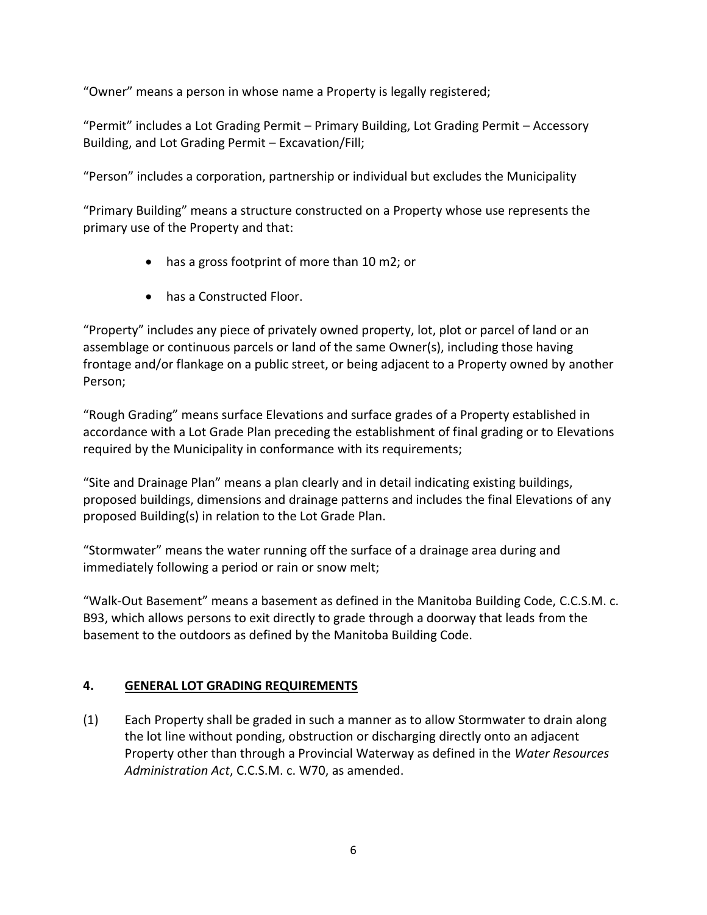"Owner" means a person in whose name a Property is legally registered;

"Permit" includes a Lot Grading Permit – Primary Building, Lot Grading Permit – Accessory Building, and Lot Grading Permit – Excavation/Fill;

"Person" includes a corporation, partnership or individual but excludes the Municipality

"Primary Building" means a structure constructed on a Property whose use represents the primary use of the Property and that:

- has a gross footprint of more than 10 m2; or
- has a Constructed Floor.

"Property" includes any piece of privately owned property, lot, plot or parcel of land or an assemblage or continuous parcels or land of the same Owner(s), including those having frontage and/or flankage on a public street, or being adjacent to a Property owned by another Person;

"Rough Grading" means surface Elevations and surface grades of a Property established in accordance with a Lot Grade Plan preceding the establishment of final grading or to Elevations required by the Municipality in conformance with its requirements;

"Site and Drainage Plan" means a plan clearly and in detail indicating existing buildings, proposed buildings, dimensions and drainage patterns and includes the final Elevations of any proposed Building(s) in relation to the Lot Grade Plan.

"Stormwater" means the water running off the surface of a drainage area during and immediately following a period or rain or snow melt;

"Walk-Out Basement" means a basement as defined in the Manitoba Building Code, C.C.S.M. c. B93, which allows persons to exit directly to grade through a doorway that leads from the basement to the outdoors as defined by the Manitoba Building Code.

## 4. GENERAL LOT GRADING REQUIREMENTS

(1) Each Property shall be graded in such a manner as to allow Stormwater to drain along the lot line without ponding, obstruction or discharging directly onto an adjacent Property other than through a Provincial Waterway as defined in the *Water Resources Administration Act*, C.C.S.M. c. W70, as amended.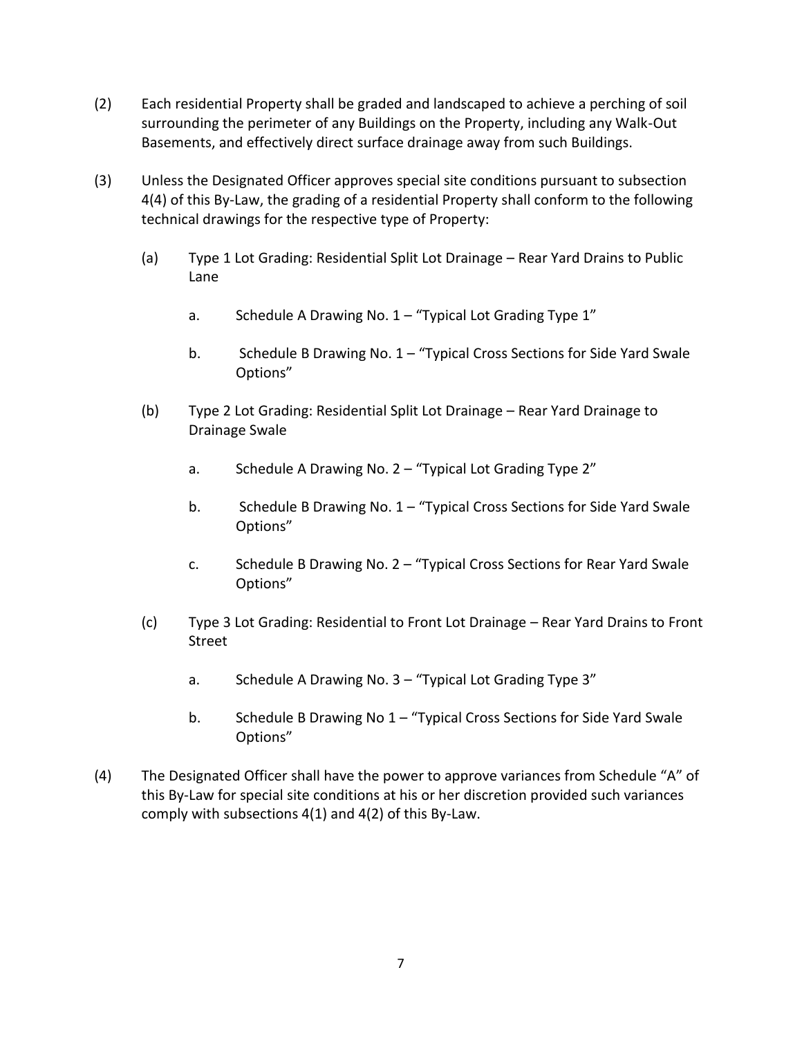(2) Each residential Property shall be graded and landscaped to achieve a perching of soil surrounding the perimeter of any Buildings on the Property, including any Walk-Out Basements, and effectively direct surface drainage away from such Buildings.

(3) Unless the Designated Officer approves special site conditions pursuant to subsection 4(4) of this By-Law, the grading of a residential Property shall conform to the following technical drawings for the respective type of Property:

  (a) Type 1 Lot Grading: Residential Split Lot Drainage – Rear Yard Drains to Public Lane

    a. Schedule A Drawing No. 1 – "Typical Lot Grading Type 1"

    b. Schedule B Drawing No. 1 – "Typical Cross Sections for Side Yard Swale Options"

  (b) Type 2 Lot Grading: Residential Split Lot Drainage – Rear Yard Drainage to Drainage Swale

    a. Schedule A Drawing No. 2 – "Typical Lot Grading Type 2"

    b. Schedule B Drawing No. 1 – "Typical Cross Sections for Side Yard Swale Options"

    c. Schedule B Drawing No. 2 – "Typical Cross Sections for Rear Yard Swale Options"

  (c) Type 3 Lot Grading: Residential to Front Lot Drainage – Rear Yard Drains to Front Street

    a. Schedule A Drawing No. 3 – "Typical Lot Grading Type 3"

    b. Schedule B Drawing No 1 – "Typical Cross Sections for Side Yard Swale Options"

(4) The Designated Officer shall have the power to approve variances from Schedule "A" of this By-Law for special site conditions at his or her discretion provided such variances comply with subsections 4(1) and 4(2) of this By-Law.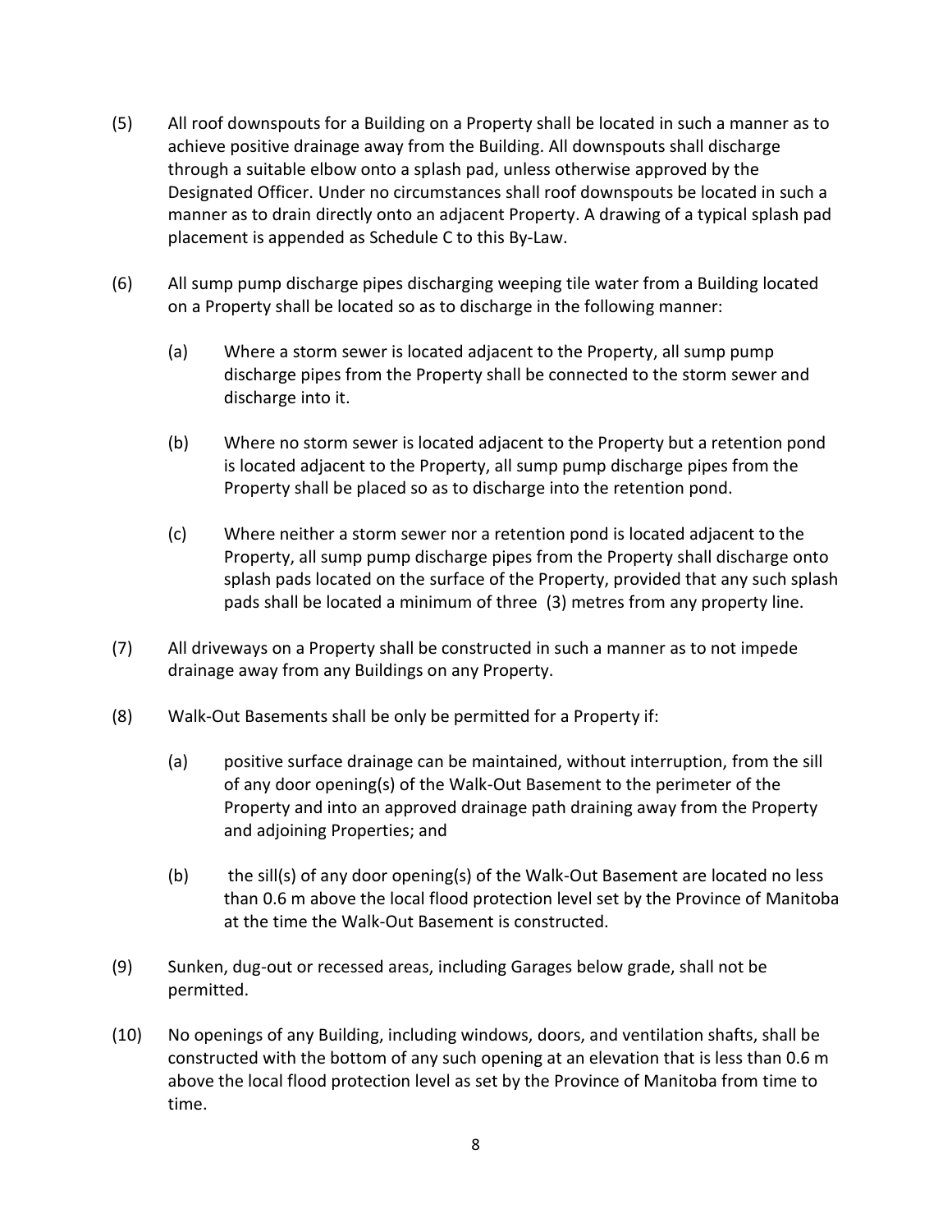(5) All roof downspouts for a Building on a Property shall be located in such a manner as to achieve positive drainage away from the Building. All downspouts shall discharge through a suitable elbow onto a splash pad, unless otherwise approved by the Designated Officer. Under no circumstances shall roof downspouts be located in such a manner as to drain directly onto an adjacent Property. A drawing of a typical splash pad placement is appended as Schedule C to this By-Law.

(6) All sump pump discharge pipes discharging weeping tile water from a Building located on a Property shall be located so as to discharge in the following manner:

(a) Where a storm sewer is located adjacent to the Property, all sump pump discharge pipes from the Property shall be connected to the storm sewer and discharge into it.

(b) Where no storm sewer is located adjacent to the Property but a retention pond is located adjacent to the Property, all sump pump discharge pipes from the Property shall be placed so as to discharge into the retention pond.

(c) Where neither a storm sewer nor a retention pond is located adjacent to the Property, all sump pump discharge pipes from the Property shall discharge onto splash pads located on the surface of the Property, provided that any such splash pads shall be located a minimum of three (3) metres from any property line.

(7) All driveways on a Property shall be constructed in such a manner as to not impede drainage away from any Buildings on any Property.

(8) Walk-Out Basements shall be only be permitted for a Property if:

(a) positive surface drainage can be maintained, without interruption, from the sill of any door opening(s) of the Walk-Out Basement to the perimeter of the Property and into an approved drainage path draining away from the Property and adjoining Properties; and

(b) the sill(s) of any door opening(s) of the Walk-Out Basement are located no less than 0.6 m above the local flood protection level set by the Province of Manitoba at the time the Walk-Out Basement is constructed.

(9) Sunken, dug-out or recessed areas, including Garages below grade, shall not be permitted.

(10) No openings of any Building, including windows, doors, and ventilation shafts, shall be constructed with the bottom of any such opening at an elevation that is less than 0.6 m above the local flood protection level as set by the Province of Manitoba from time to time.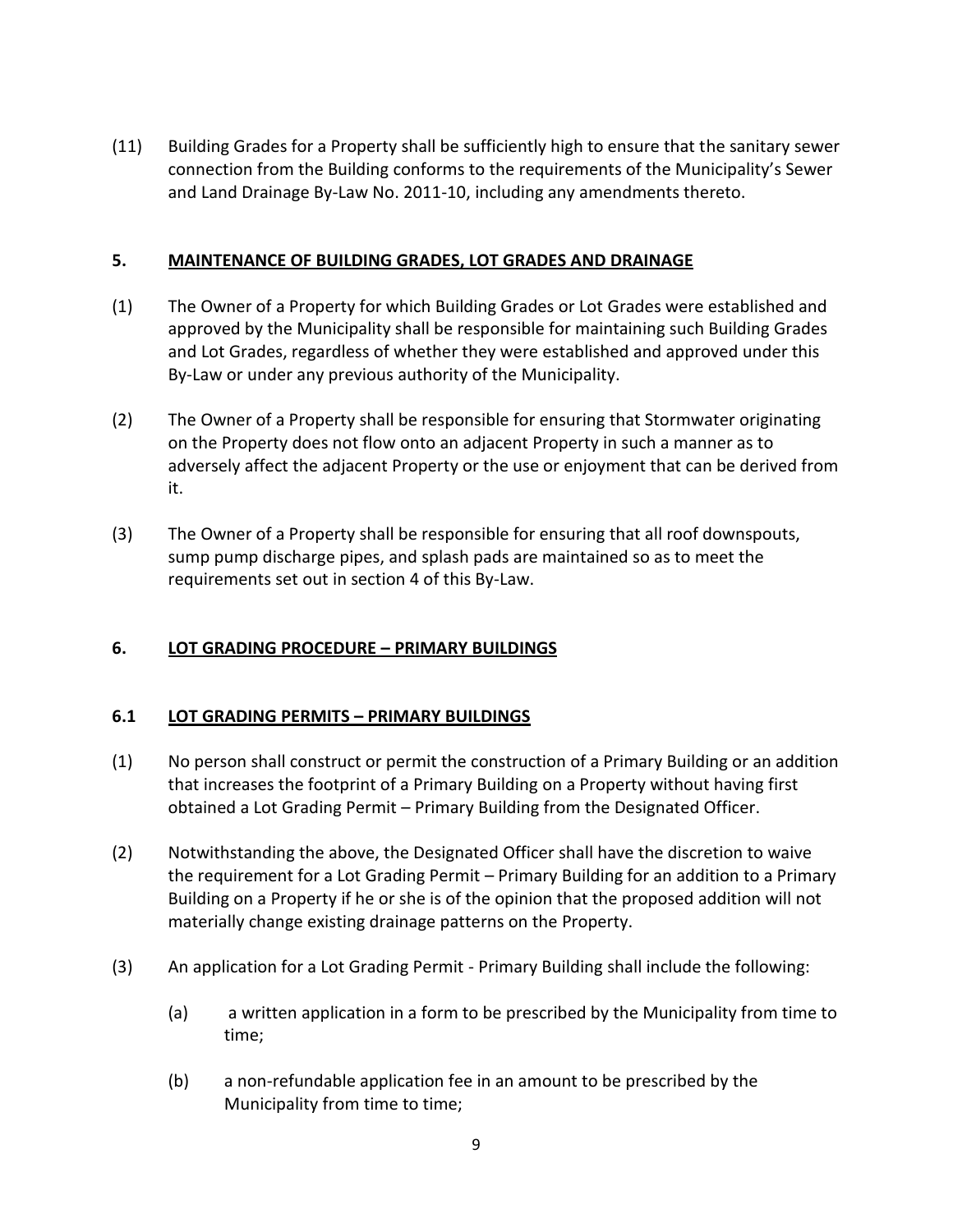(11) Building Grades for a Property shall be sufficiently high to ensure that the sanitary sewer connection from the Building conforms to the requirements of the Municipality's Sewer and Land Drainage By-Law No. 2011-10, including any amendments thereto.

## 5. MAINTENANCE OF BUILDING GRADES, LOT GRADES AND DRAINAGE

(1) The Owner of a Property for which Building Grades or Lot Grades were established and approved by the Municipality shall be responsible for maintaining such Building Grades and Lot Grades, regardless of whether they were established and approved under this By-Law or under any previous authority of the Municipality.

(2) The Owner of a Property shall be responsible for ensuring that Stormwater originating on the Property does not flow onto an adjacent Property in such a manner as to adversely affect the adjacent Property or the use or enjoyment that can be derived from it.

(3) The Owner of a Property shall be responsible for ensuring that all roof downspouts, sump pump discharge pipes, and splash pads are maintained so as to meet the requirements set out in section 4 of this By-Law.

## 6. LOT GRADING PROCEDURE – PRIMARY BUILDINGS

### 6.1 LOT GRADING PERMITS – PRIMARY BUILDINGS

(1) No person shall construct or permit the construction of a Primary Building or an addition that increases the footprint of a Primary Building on a Property without having first obtained a Lot Grading Permit – Primary Building from the Designated Officer.

(2) Notwithstanding the above, the Designated Officer shall have the discretion to waive the requirement for a Lot Grading Permit – Primary Building for an addition to a Primary Building on a Property if he or she is of the opinion that the proposed addition will not materially change existing drainage patterns on the Property.

(3) An application for a Lot Grading Permit - Primary Building shall include the following:

   (a) a written application in a form to be prescribed by the Municipality from time to time;

   (b) a non-refundable application fee in an amount to be prescribed by the Municipality from time to time;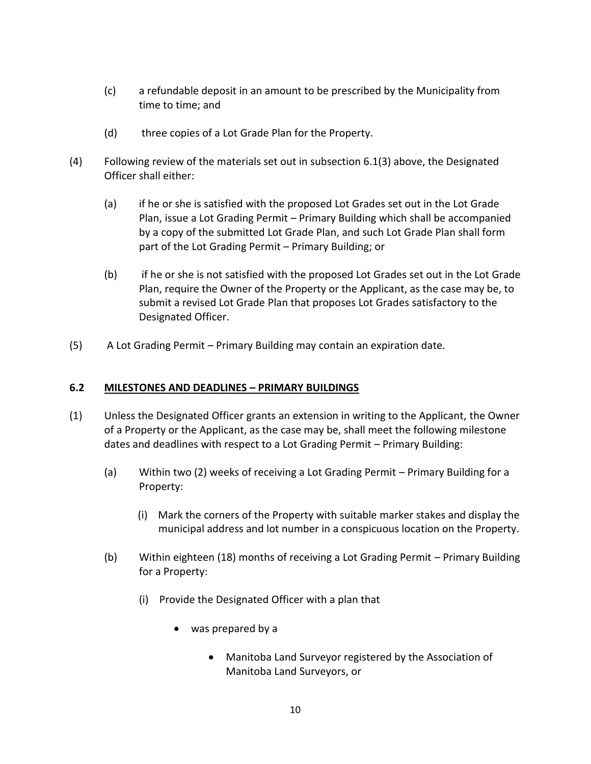(c) a refundable deposit in an amount to be prescribed by the Municipality from time to time; and

(d) three copies of a Lot Grade Plan for the Property.

(4) Following review of the materials set out in subsection 6.1(3) above, the Designated Officer shall either:

(a) if he or she is satisfied with the proposed Lot Grades set out in the Lot Grade Plan, issue a Lot Grading Permit – Primary Building which shall be accompanied by a copy of the submitted Lot Grade Plan, and such Lot Grade Plan shall form part of the Lot Grading Permit – Primary Building; or

(b) if he or she is not satisfied with the proposed Lot Grades set out in the Lot Grade Plan, require the Owner of the Property or the Applicant, as the case may be, to submit a revised Lot Grade Plan that proposes Lot Grades satisfactory to the Designated Officer.

(5) A Lot Grading Permit – Primary Building may contain an expiration date.

### 6.2 MILESTONES AND DEADLINES – PRIMARY BUILDINGS

(1) Unless the Designated Officer grants an extension in writing to the Applicant, the Owner of a Property or the Applicant, as the case may be, shall meet the following milestone dates and deadlines with respect to a Lot Grading Permit – Primary Building:

(a) Within two (2) weeks of receiving a Lot Grading Permit – Primary Building for a Property:

(i) Mark the corners of the Property with suitable marker stakes and display the municipal address and lot number in a conspicuous location on the Property.

(b) Within eighteen (18) months of receiving a Lot Grading Permit – Primary Building for a Property:

(i) Provide the Designated Officer with a plan that

- was prepared by a
  - Manitoba Land Surveyor registered by the Association of Manitoba Land Surveyors, or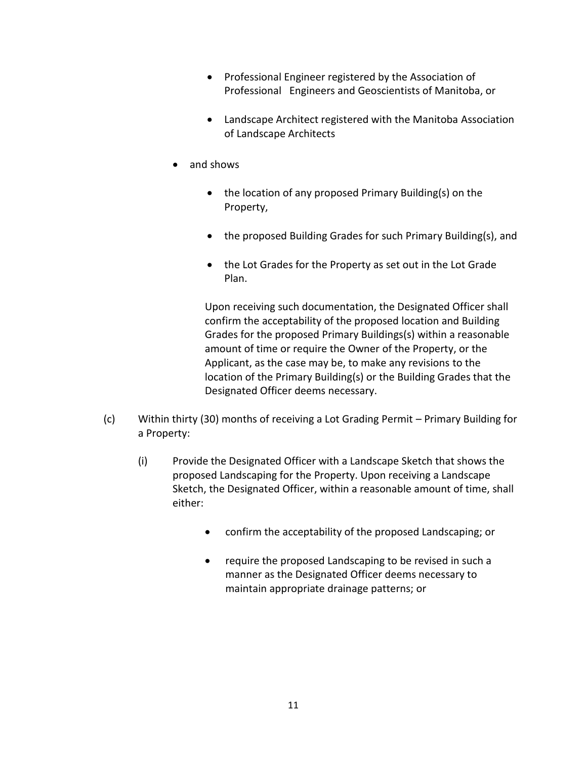- Professional Engineer registered by the Association of Professional Engineers and Geoscientists of Manitoba, or

- Landscape Architect registered with the Manitoba Association of Landscape Architects

- and shows

  - the location of any proposed Primary Building(s) on the Property,

  - the proposed Building Grades for such Primary Building(s), and

  - the Lot Grades for the Property as set out in the Lot Grade Plan.

  Upon receiving such documentation, the Designated Officer shall confirm the acceptability of the proposed location and Building Grades for the proposed Primary Buildings(s) within a reasonable amount of time or require the Owner of the Property, or the Applicant, as the case may be, to make any revisions to the location of the Primary Building(s) or the Building Grades that the Designated Officer deems necessary.

(c) Within thirty (30) months of receiving a Lot Grading Permit – Primary Building for a Property:

(i) Provide the Designated Officer with a Landscape Sketch that shows the proposed Landscaping for the Property. Upon receiving a Landscape Sketch, the Designated Officer, within a reasonable amount of time, shall either:

- confirm the acceptability of the proposed Landscaping; or

- require the proposed Landscaping to be revised in such a manner as the Designated Officer deems necessary to maintain appropriate drainage patterns; or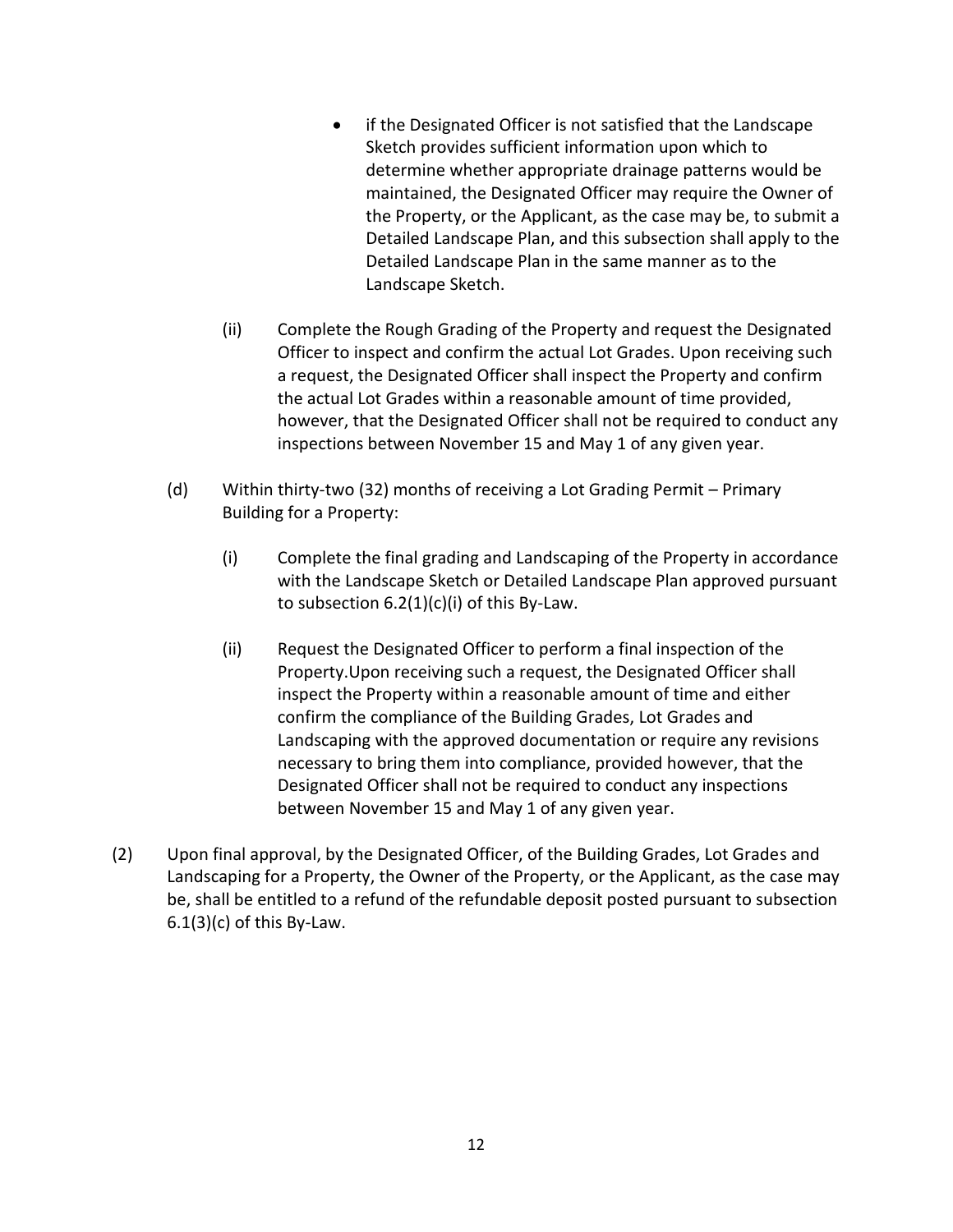- if the Designated Officer is not satisfied that the Landscape Sketch provides sufficient information upon which to determine whether appropriate drainage patterns would be maintained, the Designated Officer may require the Owner of the Property, or the Applicant, as the case may be, to submit a Detailed Landscape Plan, and this subsection shall apply to the Detailed Landscape Plan in the same manner as to the Landscape Sketch.

(ii) Complete the Rough Grading of the Property and request the Designated Officer to inspect and confirm the actual Lot Grades. Upon receiving such a request, the Designated Officer shall inspect the Property and confirm the actual Lot Grades within a reasonable amount of time provided, however, that the Designated Officer shall not be required to conduct any inspections between November 15 and May 1 of any given year.

(d) Within thirty-two (32) months of receiving a Lot Grading Permit – Primary Building for a Property:

(i) Complete the final grading and Landscaping of the Property in accordance with the Landscape Sketch or Detailed Landscape Plan approved pursuant to subsection 6.2(1)(c)(i) of this By-Law.

(ii) Request the Designated Officer to perform a final inspection of the Property.Upon receiving such a request, the Designated Officer shall inspect the Property within a reasonable amount of time and either confirm the compliance of the Building Grades, Lot Grades and Landscaping with the approved documentation or require any revisions necessary to bring them into compliance, provided however, that the Designated Officer shall not be required to conduct any inspections between November 15 and May 1 of any given year.

(2) Upon final approval, by the Designated Officer, of the Building Grades, Lot Grades and Landscaping for a Property, the Owner of the Property, or the Applicant, as the case may be, shall be entitled to a refund of the refundable deposit posted pursuant to subsection 6.1(3)(c) of this By-Law.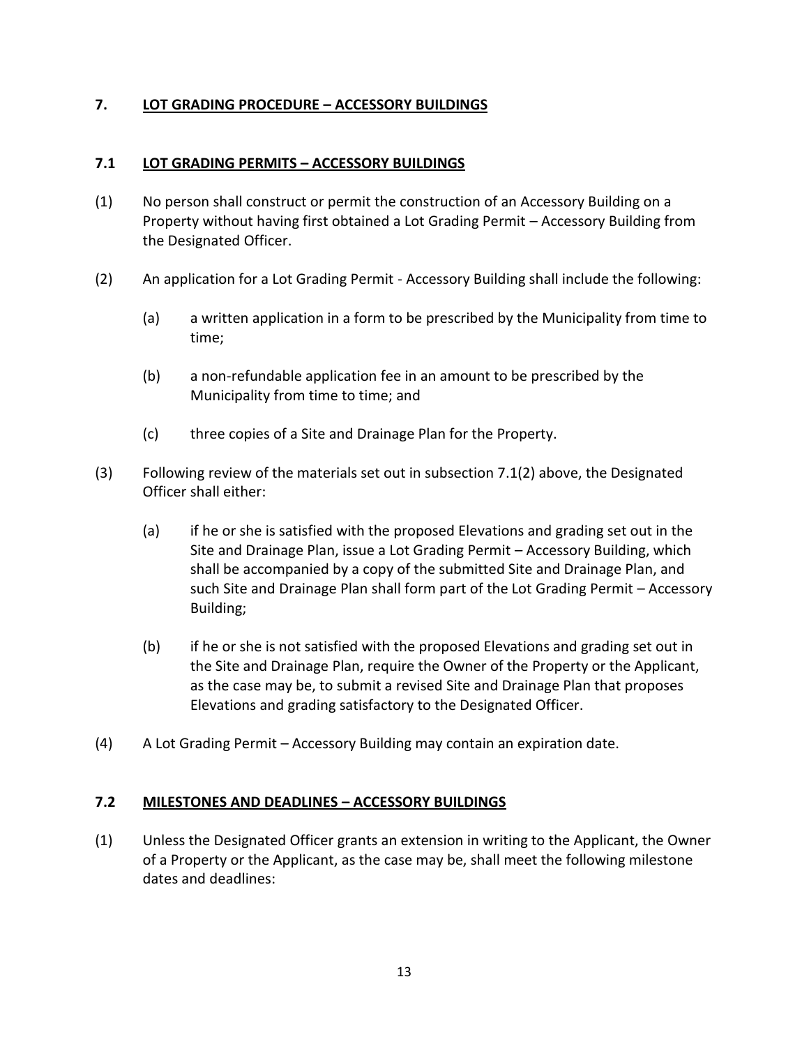## 7. LOT GRADING PROCEDURE – ACCESSORY BUILDINGS

### 7.1 LOT GRADING PERMITS – ACCESSORY BUILDINGS

(1) No person shall construct or permit the construction of an Accessory Building on a Property without having first obtained a Lot Grading Permit – Accessory Building from the Designated Officer.

(2) An application for a Lot Grading Permit - Accessory Building shall include the following:

   (a) a written application in a form to be prescribed by the Municipality from time to time;

   (b) a non-refundable application fee in an amount to be prescribed by the Municipality from time to time; and

   (c) three copies of a Site and Drainage Plan for the Property.

(3) Following review of the materials set out in subsection 7.1(2) above, the Designated Officer shall either:

   (a) if he or she is satisfied with the proposed Elevations and grading set out in the Site and Drainage Plan, issue a Lot Grading Permit – Accessory Building, which shall be accompanied by a copy of the submitted Site and Drainage Plan, and such Site and Drainage Plan shall form part of the Lot Grading Permit – Accessory Building;

   (b) if he or she is not satisfied with the proposed Elevations and grading set out in the Site and Drainage Plan, require the Owner of the Property or the Applicant, as the case may be, to submit a revised Site and Drainage Plan that proposes Elevations and grading satisfactory to the Designated Officer.

(4) A Lot Grading Permit – Accessory Building may contain an expiration date.

### 7.2 MILESTONES AND DEADLINES – ACCESSORY BUILDINGS

(1) Unless the Designated Officer grants an extension in writing to the Applicant, the Owner of a Property or the Applicant, as the case may be, shall meet the following milestone dates and deadlines: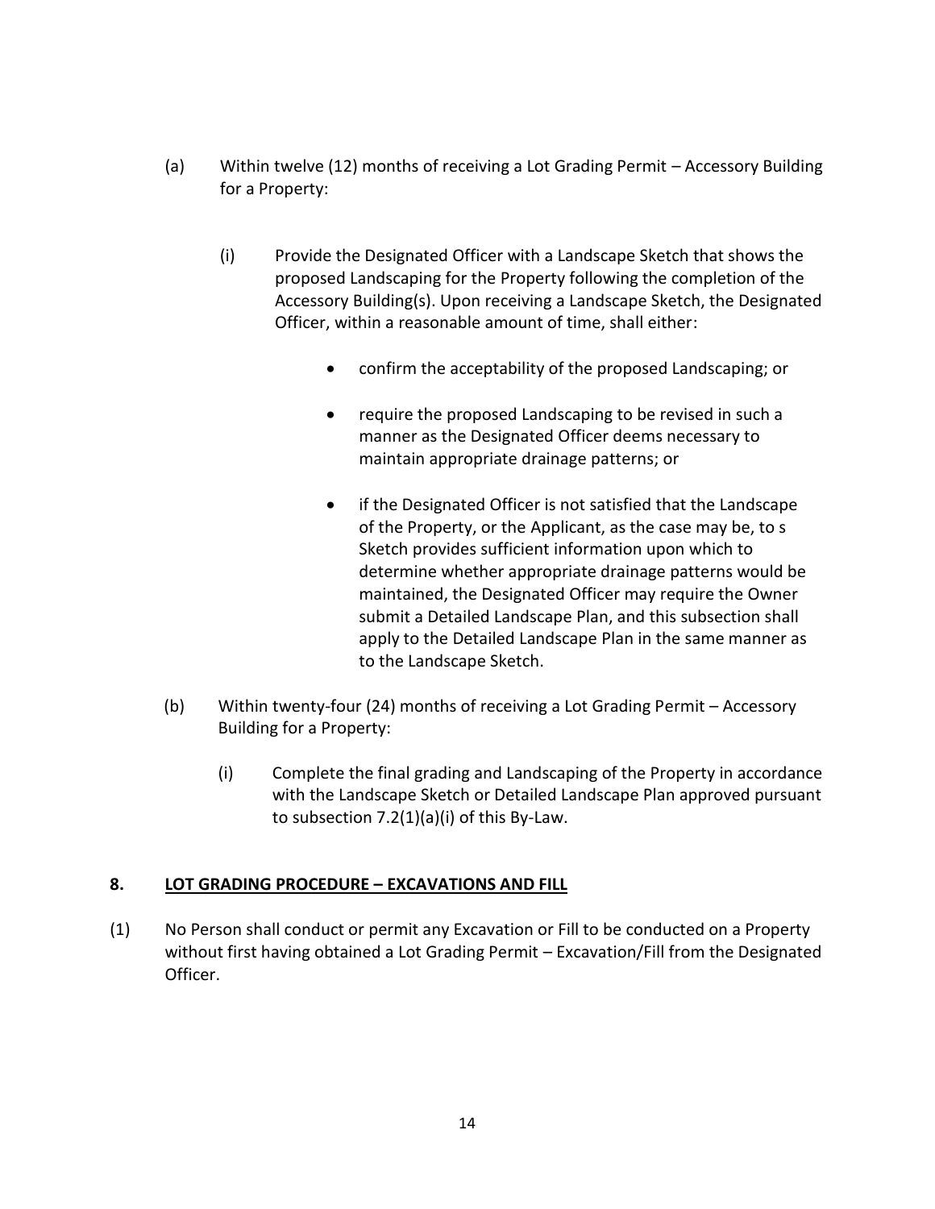(a) Within twelve (12) months of receiving a Lot Grading Permit – Accessory Building for a Property:

   (i) Provide the Designated Officer with a Landscape Sketch that shows the proposed Landscaping for the Property following the completion of the Accessory Building(s). Upon receiving a Landscape Sketch, the Designated Officer, within a reasonable amount of time, shall either:

   - confirm the acceptability of the proposed Landscaping; or
   - require the proposed Landscaping to be revised in such a manner as the Designated Officer deems necessary to maintain appropriate drainage patterns; or
   - if the Designated Officer is not satisfied that the Landscape of the Property, or the Applicant, as the case may be, to s Sketch provides sufficient information upon which to determine whether appropriate drainage patterns would be maintained, the Designated Officer may require the Owner submit a Detailed Landscape Plan, and this subsection shall apply to the Detailed Landscape Plan in the same manner as to the Landscape Sketch.

(b) Within twenty-four (24) months of receiving a Lot Grading Permit – Accessory Building for a Property:

   (i) Complete the final grading and Landscaping of the Property in accordance with the Landscape Sketch or Detailed Landscape Plan approved pursuant to subsection 7.2(1)(a)(i) of this By-Law.

## 8. <u>LOT GRADING PROCEDURE – EXCAVATIONS AND FILL</u>

(1) No Person shall conduct or permit any Excavation or Fill to be conducted on a Property without first having obtained a Lot Grading Permit – Excavation/Fill from the Designated Officer.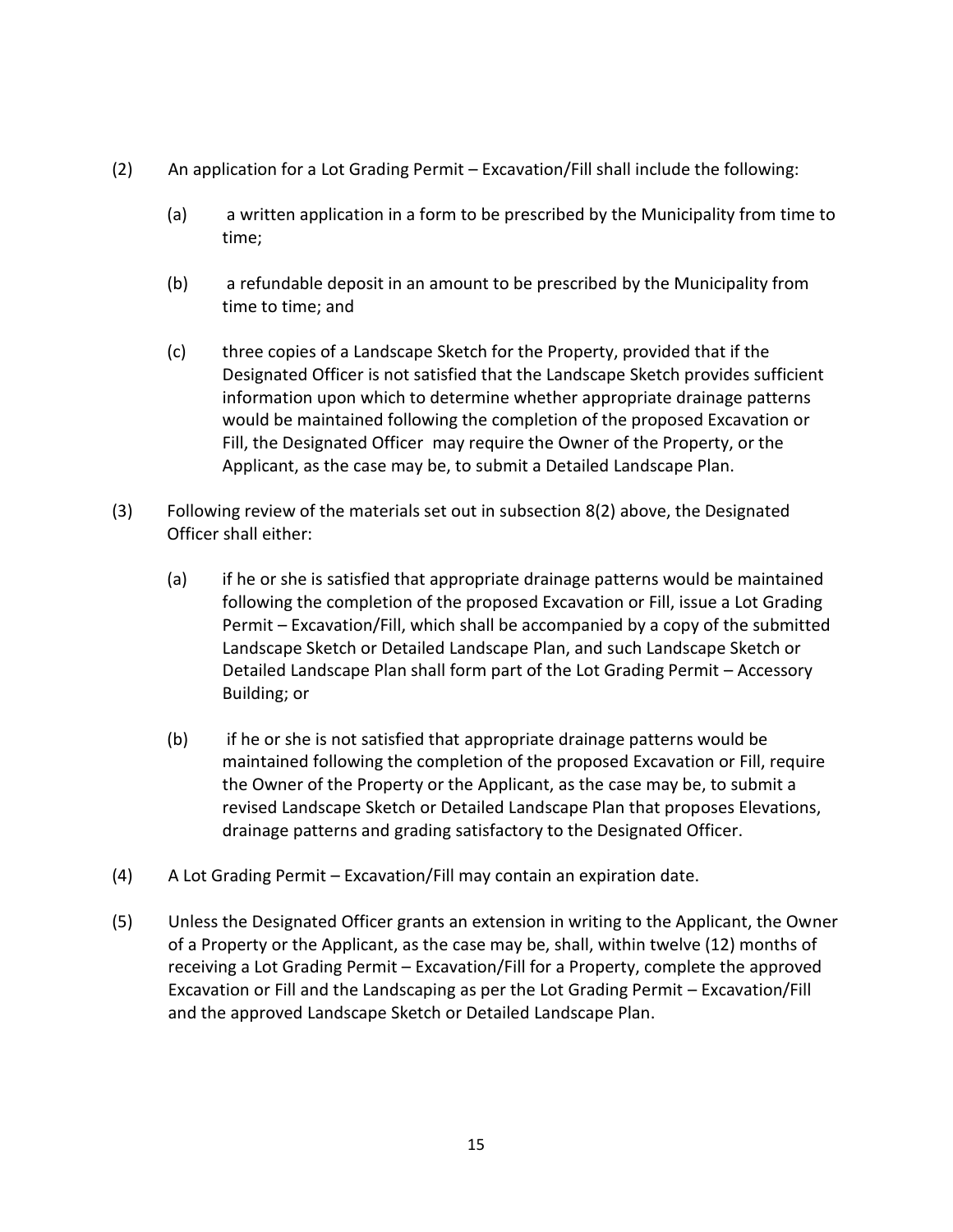(2) An application for a Lot Grading Permit – Excavation/Fill shall include the following:

  (a) a written application in a form to be prescribed by the Municipality from time to time;

  (b) a refundable deposit in an amount to be prescribed by the Municipality from time to time; and

  (c) three copies of a Landscape Sketch for the Property, provided that if the Designated Officer is not satisfied that the Landscape Sketch provides sufficient information upon which to determine whether appropriate drainage patterns would be maintained following the completion of the proposed Excavation or Fill, the Designated Officer may require the Owner of the Property, or the Applicant, as the case may be, to submit a Detailed Landscape Plan.

(3) Following review of the materials set out in subsection 8(2) above, the Designated Officer shall either:

  (a) if he or she is satisfied that appropriate drainage patterns would be maintained following the completion of the proposed Excavation or Fill, issue a Lot Grading Permit – Excavation/Fill, which shall be accompanied by a copy of the submitted Landscape Sketch or Detailed Landscape Plan, and such Landscape Sketch or Detailed Landscape Plan shall form part of the Lot Grading Permit – Accessory Building; or

  (b) if he or she is not satisfied that appropriate drainage patterns would be maintained following the completion of the proposed Excavation or Fill, require the Owner of the Property or the Applicant, as the case may be, to submit a revised Landscape Sketch or Detailed Landscape Plan that proposes Elevations, drainage patterns and grading satisfactory to the Designated Officer.

(4) A Lot Grading Permit – Excavation/Fill may contain an expiration date.

(5) Unless the Designated Officer grants an extension in writing to the Applicant, the Owner of a Property or the Applicant, as the case may be, shall, within twelve (12) months of receiving a Lot Grading Permit – Excavation/Fill for a Property, complete the approved Excavation or Fill and the Landscaping as per the Lot Grading Permit – Excavation/Fill and the approved Landscape Sketch or Detailed Landscape Plan.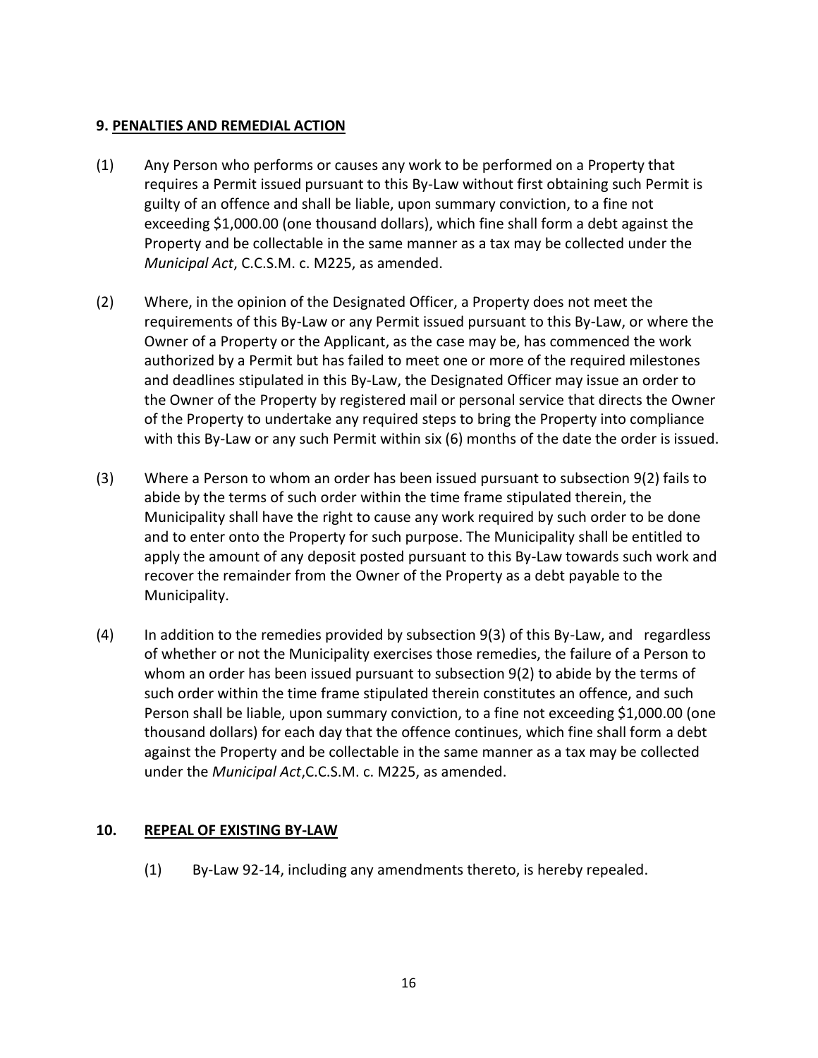## 9. PENALTIES AND REMEDIAL ACTION

(1) Any Person who performs or causes any work to be performed on a Property that requires a Permit issued pursuant to this By-Law without first obtaining such Permit is guilty of an offence and shall be liable, upon summary conviction, to a fine not exceeding $1,000.00 (one thousand dollars), which fine shall form a debt against the Property and be collectable in the same manner as a tax may be collected under the *Municipal Act*, C.C.S.M. c. M225, as amended.

(2) Where, in the opinion of the Designated Officer, a Property does not meet the requirements of this By-Law or any Permit issued pursuant to this By-Law, or where the Owner of a Property or the Applicant, as the case may be, has commenced the work authorized by a Permit but has failed to meet one or more of the required milestones and deadlines stipulated in this By-Law, the Designated Officer may issue an order to the Owner of the Property by registered mail or personal service that directs the Owner of the Property to undertake any required steps to bring the Property into compliance with this By-Law or any such Permit within six (6) months of the date the order is issued.

(3) Where a Person to whom an order has been issued pursuant to subsection 9(2) fails to abide by the terms of such order within the time frame stipulated therein, the Municipality shall have the right to cause any work required by such order to be done and to enter onto the Property for such purpose. The Municipality shall be entitled to apply the amount of any deposit posted pursuant to this By-Law towards such work and recover the remainder from the Owner of the Property as a debt payable to the Municipality.

(4) In addition to the remedies provided by subsection 9(3) of this By-Law, and regardless of whether or not the Municipality exercises those remedies, the failure of a Person to whom an order has been issued pursuant to subsection 9(2) to abide by the terms of such order within the time frame stipulated therein constitutes an offence, and such Person shall be liable, upon summary conviction, to a fine not exceeding $1,000.00 (one thousand dollars) for each day that the offence continues, which fine shall form a debt against the Property and be collectable in the same manner as a tax may be collected under the *Municipal Act*,C.C.S.M. c. M225, as amended.

## 10. REPEAL OF EXISTING BY-LAW

(1) By-Law 92-14, including any amendments thereto, is hereby repealed.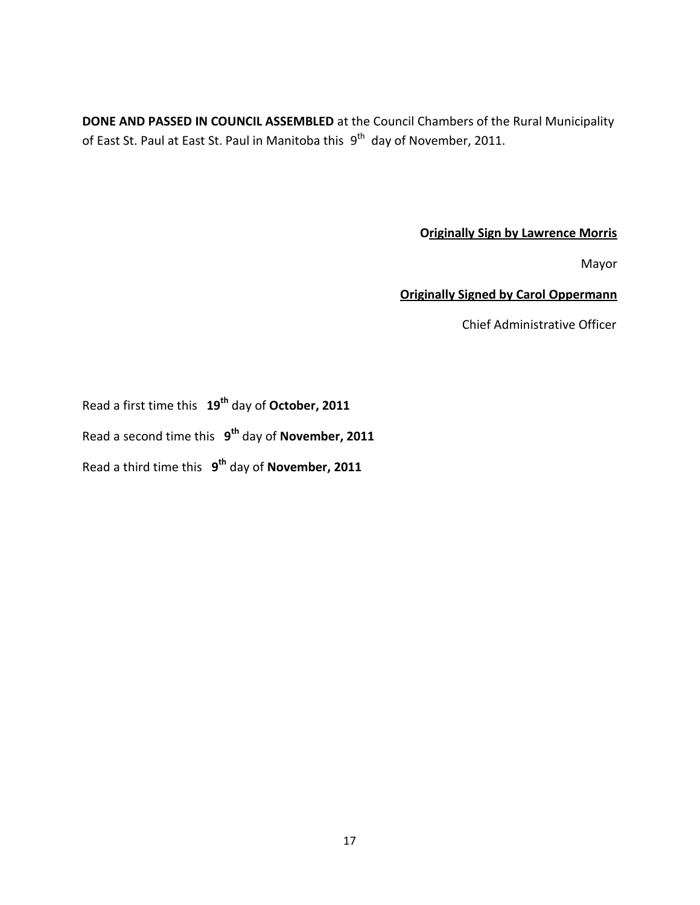**DONE AND PASSED IN COUNCIL ASSEMBLED** at the Council Chambers of the Rural Municipality of East St. Paul at East St. Paul in Manitoba this 9th day of November, 2011.

**Originally Sign by Lawrence Morris**

Mayor

**Originally Signed by Carol Oppermann**

Chief Administrative Officer

Read a first time this **19th** day of **October, 2011**

Read a second time this **9th** day of **November, 2011**

Read a third time this **9th** day of **November, 2011**